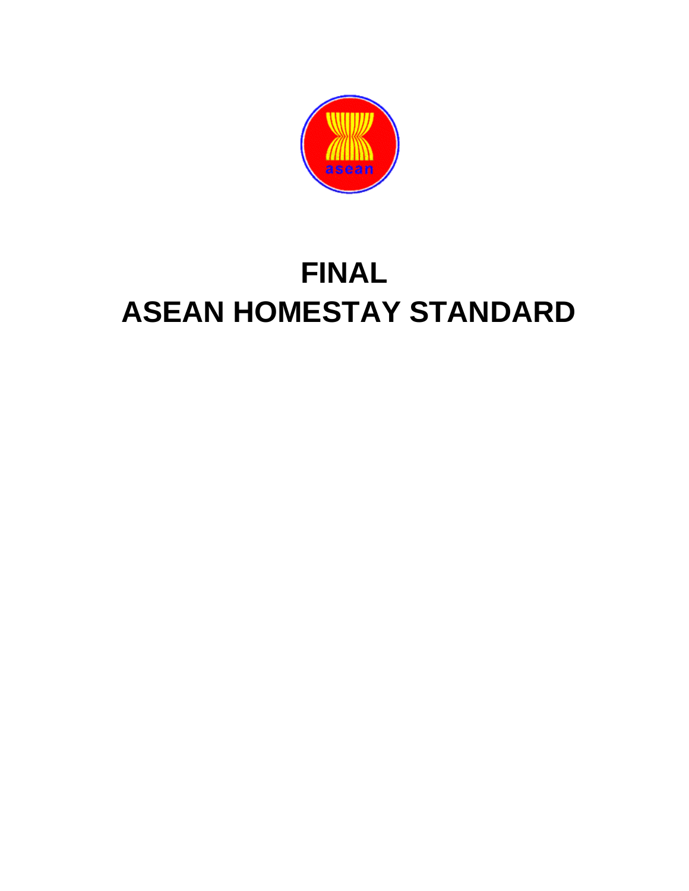# FINAL
# ASEAN HOMESTAY STANDARD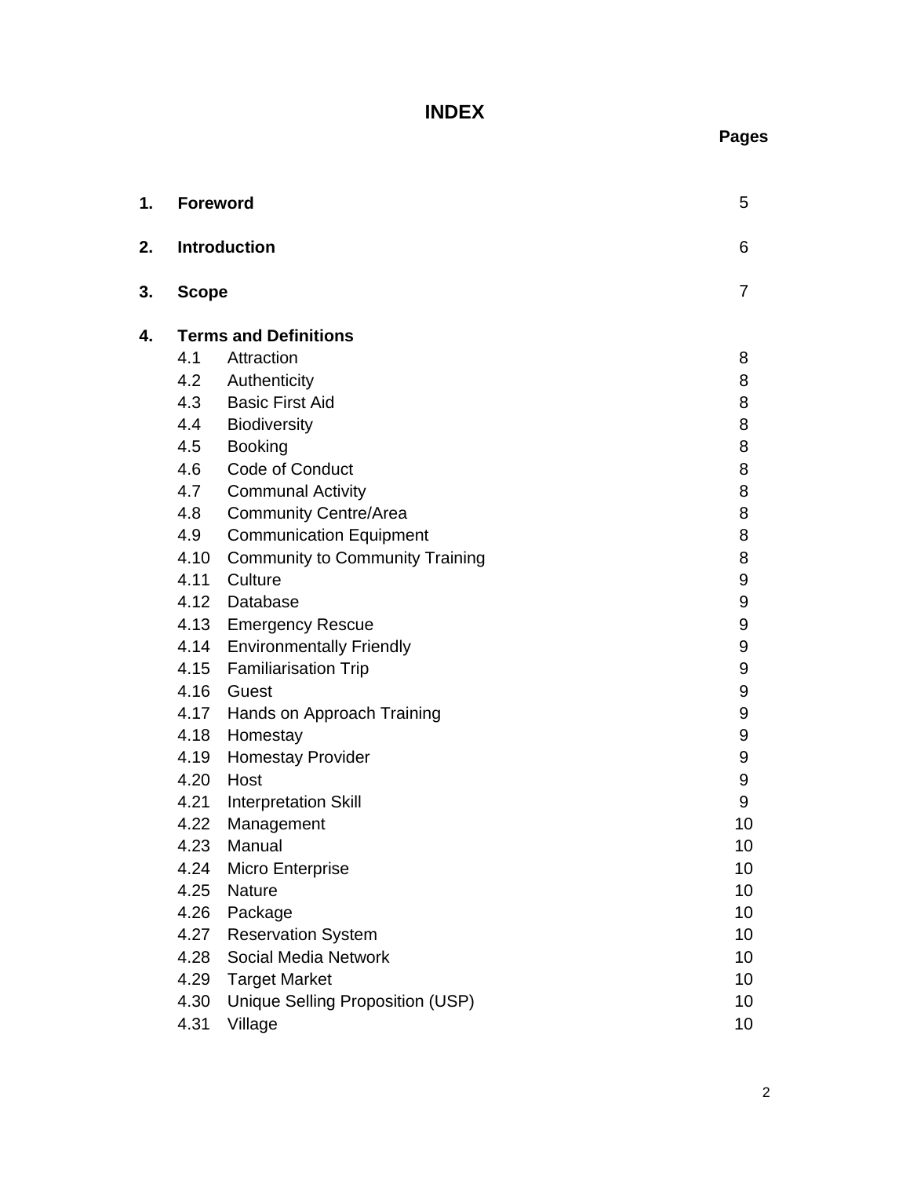# INDEX

| | | Pages |
|---|---|---|
| **1.** | **Foreword** | 5 |
| **2.** | **Introduction** | 6 |
| **3.** | **Scope** | 7 |
| **4.** | **Terms and Definitions** | |
| | 4.1 Attraction | 8 |
| | 4.2 Authenticity | 8 |
| | 4.3 Basic First Aid | 8 |
| | 4.4 Biodiversity | 8 |
| | 4.5 Booking | 8 |
| | 4.6 Code of Conduct | 8 |
| | 4.7 Communal Activity | 8 |
| | 4.8 Community Centre/Area | 8 |
| | 4.9 Communication Equipment | 8 |
| | 4.10 Community to Community Training | 8 |
| | 4.11 Culture | 9 |
| | 4.12 Database | 9 |
| | 4.13 Emergency Rescue | 9 |
| | 4.14 Environmentally Friendly | 9 |
| | 4.15 Familiarisation Trip | 9 |
| | 4.16 Guest | 9 |
| | 4.17 Hands on Approach Training | 9 |
| | 4.18 Homestay | 9 |
| | 4.19 Homestay Provider | 9 |
| | 4.20 Host | 9 |
| | 4.21 Interpretation Skill | 9 |
| | 4.22 Management | 10 |
| | 4.23 Manual | 10 |
| | 4.24 Micro Enterprise | 10 |
| | 4.25 Nature | 10 |
| | 4.26 Package | 10 |
| | 4.27 Reservation System | 10 |
| | 4.28 Social Media Network | 10 |
| | 4.29 Target Market | 10 |
| | 4.30 Unique Selling Proposition (USP) | 10 |
| | 4.31 Village | 10 |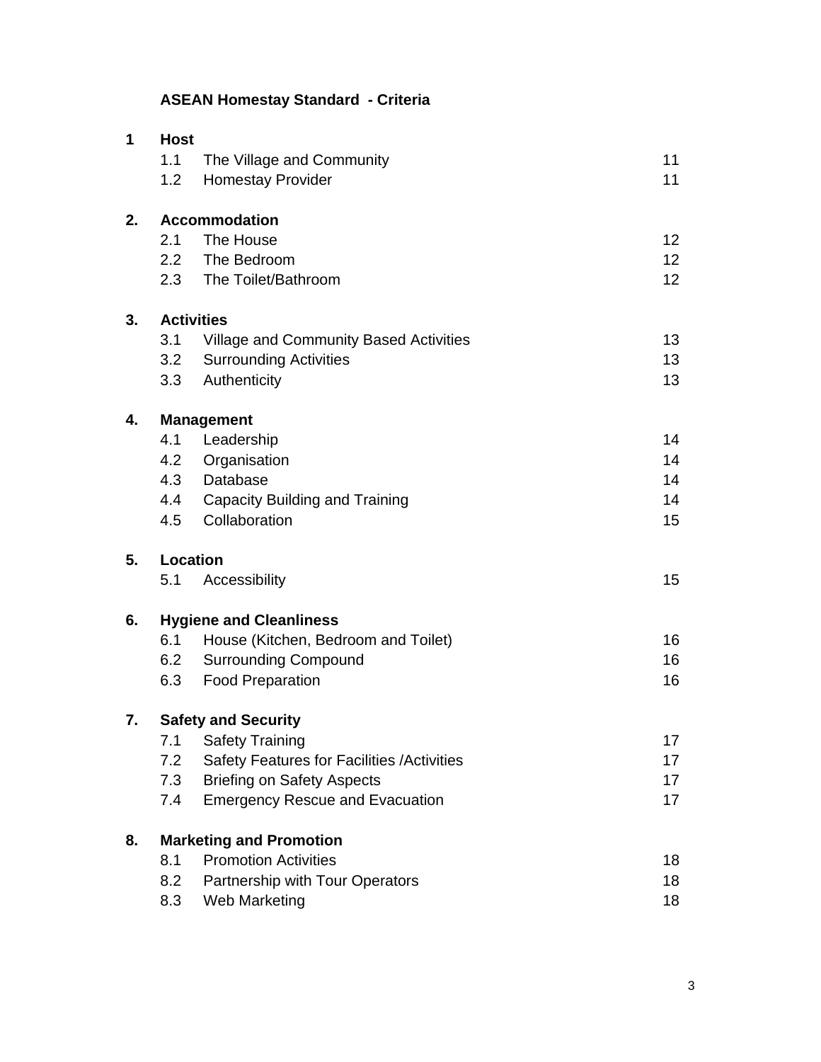## ASEAN Homestay Standard - Criteria

| | | | |
|---|---|---|---|
| **1** | **Host** | | |
| | 1.1 | The Village and Community | 11 |
| | 1.2 | Homestay Provider | 11 |
| **2.** | **Accommodation** | | |
| | 2.1 | The House | 12 |
| | 2.2 | The Bedroom | 12 |
| | 2.3 | The Toilet/Bathroom | 12 |
| **3.** | **Activities** | | |
| | 3.1 | Village and Community Based Activities | 13 |
| | 3.2 | Surrounding Activities | 13 |
| | 3.3 | Authenticity | 13 |
| **4.** | **Management** | | |
| | 4.1 | Leadership | 14 |
| | 4.2 | Organisation | 14 |
| | 4.3 | Database | 14 |
| | 4.4 | Capacity Building and Training | 14 |
| | 4.5 | Collaboration | 15 |
| **5.** | **Location** | | |
| | 5.1 | Accessibility | 15 |
| **6.** | **Hygiene and Cleanliness** | | |
| | 6.1 | House (Kitchen, Bedroom and Toilet) | 16 |
| | 6.2 | Surrounding Compound | 16 |
| | 6.3 | Food Preparation | 16 |
| **7.** | **Safety and Security** | | |
| | 7.1 | Safety Training | 17 |
| | 7.2 | Safety Features for Facilities /Activities | 17 |
| | 7.3 | Briefing on Safety Aspects | 17 |
| | 7.4 | Emergency Rescue and Evacuation | 17 |
| **8.** | **Marketing and Promotion** | | |
| | 8.1 | Promotion Activities | 18 |
| | 8.2 | Partnership with Tour Operators | 18 |
| | 8.3 | Web Marketing | 18 |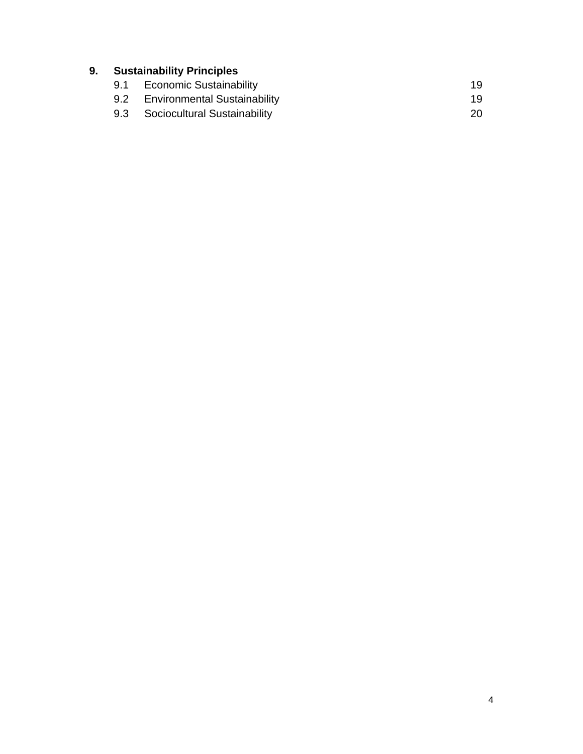**9. Sustainability Principles**

| | | |
|---|---|---|
| 9.1 | Economic Sustainability | 19 |
| 9.2 | Environmental Sustainability | 19 |
| 9.3 | Sociocultural Sustainability | 20 |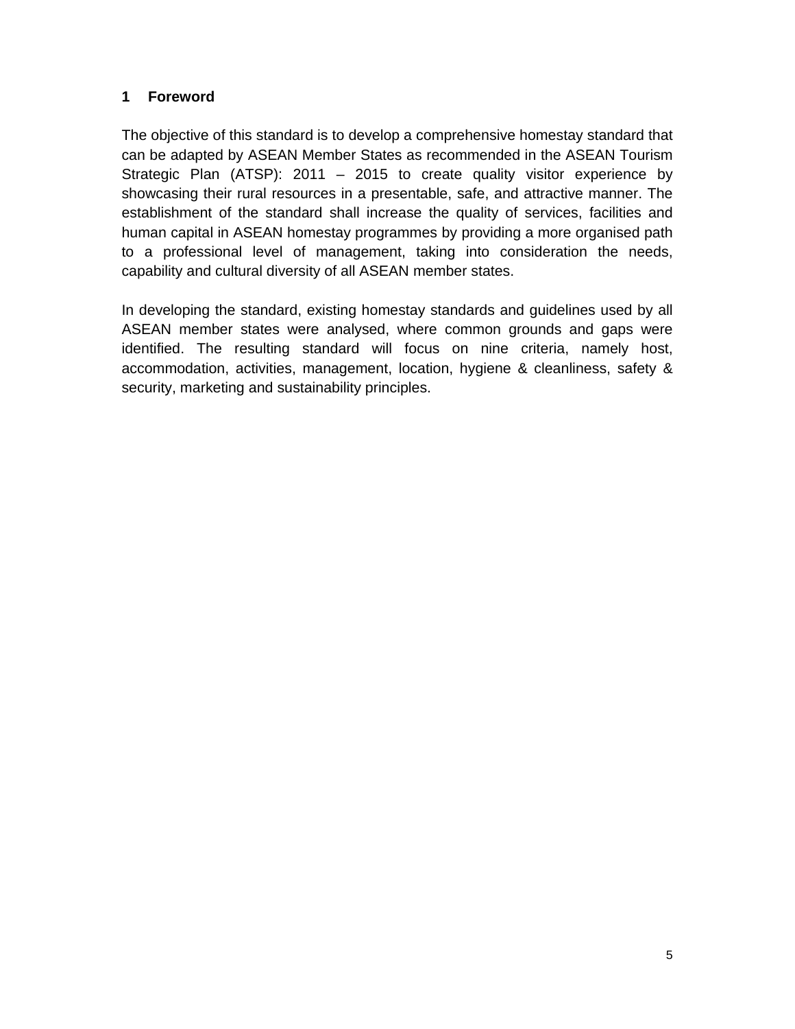# 1 Foreword

The objective of this standard is to develop a comprehensive homestay standard that can be adapted by ASEAN Member States as recommended in the ASEAN Tourism Strategic Plan (ATSP): 2011 – 2015 to create quality visitor experience by showcasing their rural resources in a presentable, safe, and attractive manner. The establishment of the standard shall increase the quality of services, facilities and human capital in ASEAN homestay programmes by providing a more organised path to a professional level of management, taking into consideration the needs, capability and cultural diversity of all ASEAN member states.

In developing the standard, existing homestay standards and guidelines used by all ASEAN member states were analysed, where common grounds and gaps were identified. The resulting standard will focus on nine criteria, namely host, accommodation, activities, management, location, hygiene & cleanliness, safety & security, marketing and sustainability principles.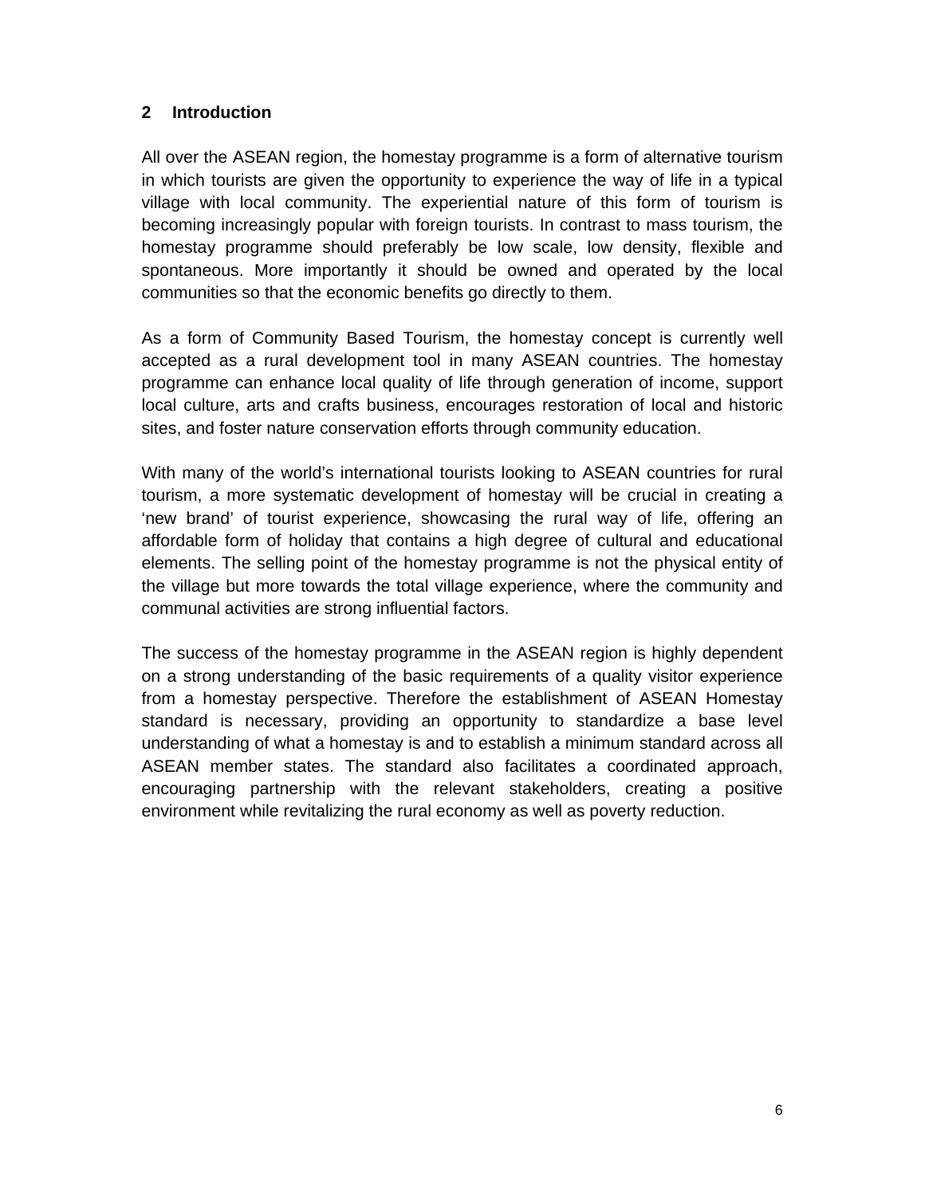## 2 Introduction

All over the ASEAN region, the homestay programme is a form of alternative tourism in which tourists are given the opportunity to experience the way of life in a typical village with local community. The experiential nature of this form of tourism is becoming increasingly popular with foreign tourists. In contrast to mass tourism, the homestay programme should preferably be low scale, low density, flexible and spontaneous. More importantly it should be owned and operated by the local communities so that the economic benefits go directly to them.

As a form of Community Based Tourism, the homestay concept is currently well accepted as a rural development tool in many ASEAN countries. The homestay programme can enhance local quality of life through generation of income, support local culture, arts and crafts business, encourages restoration of local and historic sites, and foster nature conservation efforts through community education.

With many of the world's international tourists looking to ASEAN countries for rural tourism, a more systematic development of homestay will be crucial in creating a 'new brand' of tourist experience, showcasing the rural way of life, offering an affordable form of holiday that contains a high degree of cultural and educational elements. The selling point of the homestay programme is not the physical entity of the village but more towards the total village experience, where the community and communal activities are strong influential factors.

The success of the homestay programme in the ASEAN region is highly dependent on a strong understanding of the basic requirements of a quality visitor experience from a homestay perspective. Therefore the establishment of ASEAN Homestay standard is necessary, providing an opportunity to standardize a base level understanding of what a homestay is and to establish a minimum standard across all ASEAN member states. The standard also facilitates a coordinated approach, encouraging partnership with the relevant stakeholders, creating a positive environment while revitalizing the rural economy as well as poverty reduction.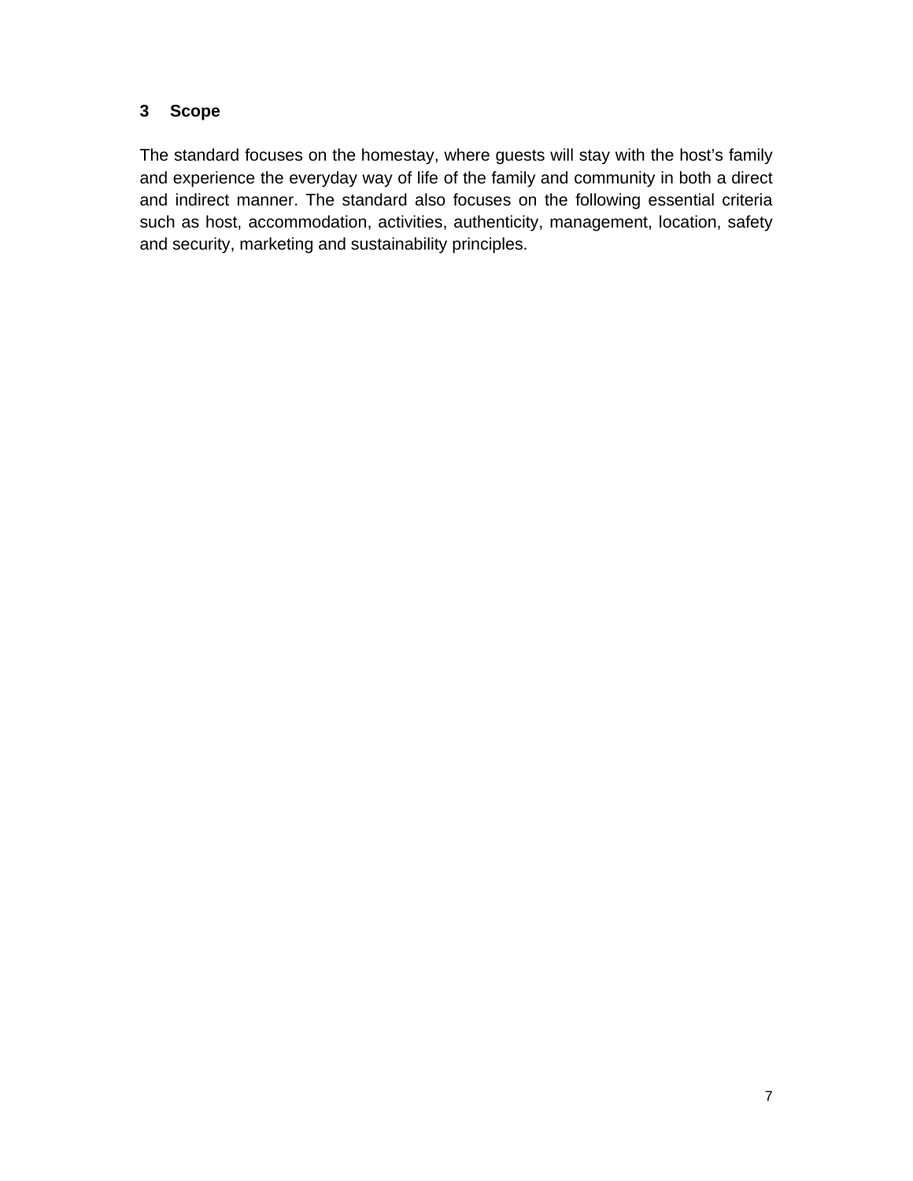## 3 Scope

The standard focuses on the homestay, where guests will stay with the host's family and experience the everyday way of life of the family and community in both a direct and indirect manner. The standard also focuses on the following essential criteria such as host, accommodation, activities, authenticity, management, location, safety and security, marketing and sustainability principles.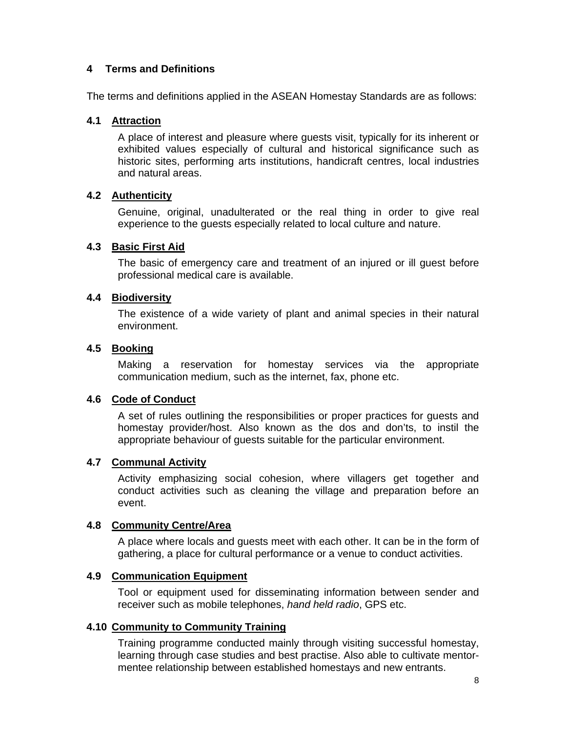## 4 Terms and Definitions

The terms and definitions applied in the ASEAN Homestay Standards are as follows:

### 4.1 Attraction

A place of interest and pleasure where guests visit, typically for its inherent or exhibited values especially of cultural and historical significance such as historic sites, performing arts institutions, handicraft centres, local industries and natural areas.

### 4.2 Authenticity

Genuine, original, unadulterated or the real thing in order to give real experience to the guests especially related to local culture and nature.

### 4.3 Basic First Aid

The basic of emergency care and treatment of an injured or ill guest before professional medical care is available.

### 4.4 Biodiversity

The existence of a wide variety of plant and animal species in their natural environment.

### 4.5 Booking

Making a reservation for homestay services via the appropriate communication medium, such as the internet, fax, phone etc.

### 4.6 Code of Conduct

A set of rules outlining the responsibilities or proper practices for guests and homestay provider/host. Also known as the dos and don'ts, to instil the appropriate behaviour of guests suitable for the particular environment.

### 4.7 Communal Activity

Activity emphasizing social cohesion, where villagers get together and conduct activities such as cleaning the village and preparation before an event.

### 4.8 Community Centre/Area

A place where locals and guests meet with each other. It can be in the form of gathering, a place for cultural performance or a venue to conduct activities.

### 4.9 Communication Equipment

Tool or equipment used for disseminating information between sender and receiver such as mobile telephones, *hand held radio*, GPS etc.

### 4.10 Community to Community Training

Training programme conducted mainly through visiting successful homestay, learning through case studies and best practise. Also able to cultivate mentor-mentee relationship between established homestays and new entrants.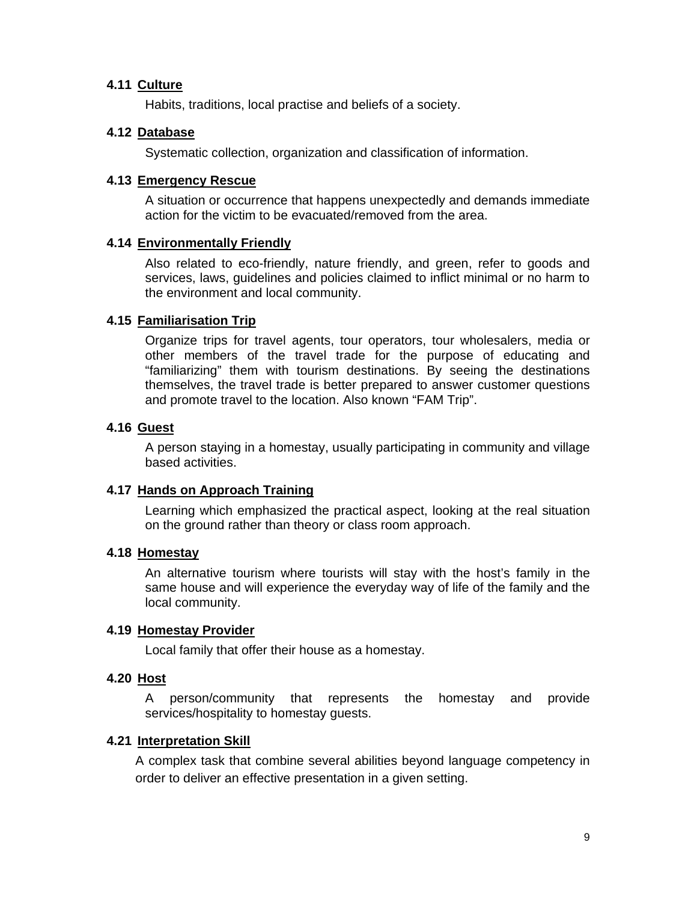### 4.11 <u>Culture</u>

Habits, traditions, local practise and beliefs of a society.

### 4.12 <u>Database</u>

Systematic collection, organization and classification of information.

### 4.13 <u>Emergency Rescue</u>

A situation or occurrence that happens unexpectedly and demands immediate action for the victim to be evacuated/removed from the area.

### 4.14 <u>Environmentally Friendly</u>

Also related to eco-friendly, nature friendly, and green, refer to goods and services, laws, guidelines and policies claimed to inflict minimal or no harm to the environment and local community.

### 4.15 <u>Familiarisation Trip</u>

Organize trips for travel agents, tour operators, tour wholesalers, media or other members of the travel trade for the purpose of educating and "familiarizing" them with tourism destinations. By seeing the destinations themselves, the travel trade is better prepared to answer customer questions and promote travel to the location. Also known "FAM Trip".

### 4.16 <u>Guest</u>

A person staying in a homestay, usually participating in community and village based activities.

### 4.17 <u>Hands on Approach Training</u>

Learning which emphasized the practical aspect, looking at the real situation on the ground rather than theory or class room approach.

### 4.18 <u>Homestay</u>

An alternative tourism where tourists will stay with the host's family in the same house and will experience the everyday way of life of the family and the local community.

### 4.19 <u>Homestay Provider</u>

Local family that offer their house as a homestay.

### 4.20 <u>Host</u>

A person/community that represents the homestay and provide services/hospitality to homestay guests.

### 4.21 <u>Interpretation Skill</u>

A complex task that combine several abilities beyond language competency in order to deliver an effective presentation in a given setting.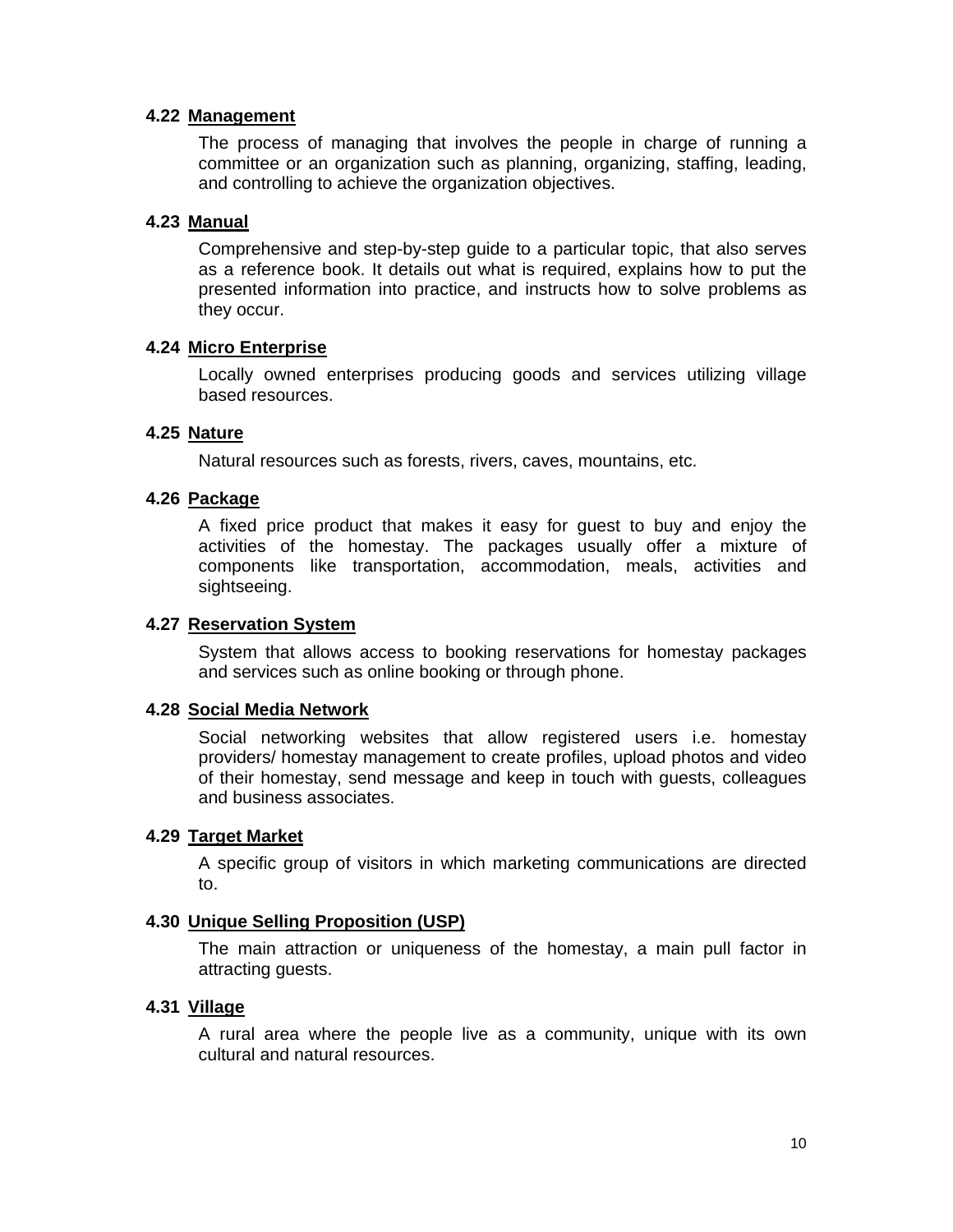### 4.22 Management

The process of managing that involves the people in charge of running a committee or an organization such as planning, organizing, staffing, leading, and controlling to achieve the organization objectives.

### 4.23 Manual

Comprehensive and step-by-step guide to a particular topic, that also serves as a reference book. It details out what is required, explains how to put the presented information into practice, and instructs how to solve problems as they occur.

### 4.24 Micro Enterprise

Locally owned enterprises producing goods and services utilizing village based resources.

### 4.25 Nature

Natural resources such as forests, rivers, caves, mountains, etc.

### 4.26 Package

A fixed price product that makes it easy for guest to buy and enjoy the activities of the homestay. The packages usually offer a mixture of components like transportation, accommodation, meals, activities and sightseeing.

### 4.27 Reservation System

System that allows access to booking reservations for homestay packages and services such as online booking or through phone.

### 4.28 Social Media Network

Social networking websites that allow registered users i.e. homestay providers/ homestay management to create profiles, upload photos and video of their homestay, send message and keep in touch with guests, colleagues and business associates.

### 4.29 Target Market

A specific group of visitors in which marketing communications are directed to.

### 4.30 Unique Selling Proposition (USP)

The main attraction or uniqueness of the homestay, a main pull factor in attracting guests.

### 4.31 Village

A rural area where the people live as a community, unique with its own cultural and natural resources.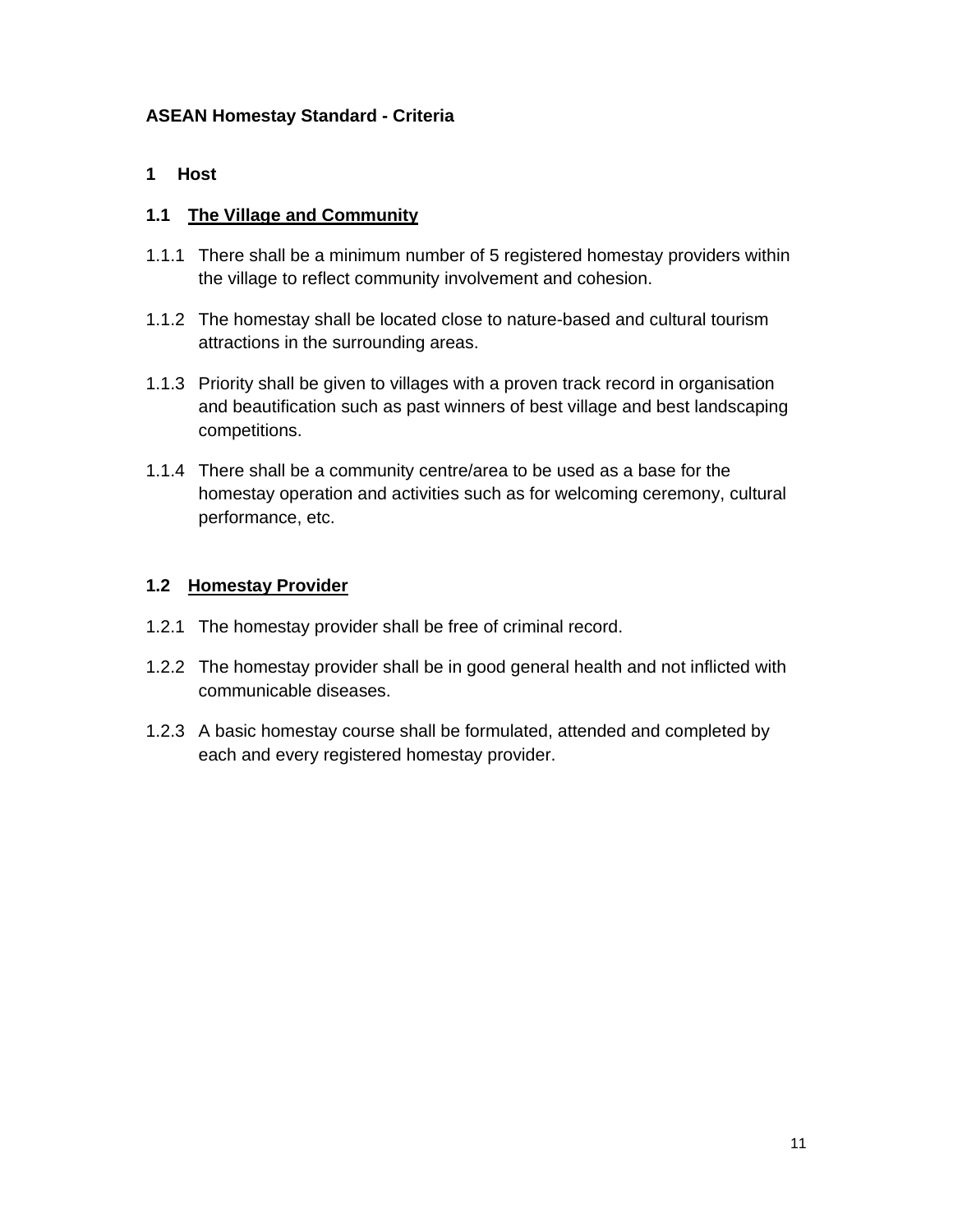**ASEAN Homestay Standard - Criteria**

## 1 Host

### 1.1 The Village and Community

1.1.1 There shall be a minimum number of 5 registered homestay providers within the village to reflect community involvement and cohesion.

1.1.2 The homestay shall be located close to nature-based and cultural tourism attractions in the surrounding areas.

1.1.3 Priority shall be given to villages with a proven track record in organisation and beautification such as past winners of best village and best landscaping competitions.

1.1.4 There shall be a community centre/area to be used as a base for the homestay operation and activities such as for welcoming ceremony, cultural performance, etc.

### 1.2 Homestay Provider

1.2.1 The homestay provider shall be free of criminal record.

1.2.2 The homestay provider shall be in good general health and not inflicted with communicable diseases.

1.2.3 A basic homestay course shall be formulated, attended and completed by each and every registered homestay provider.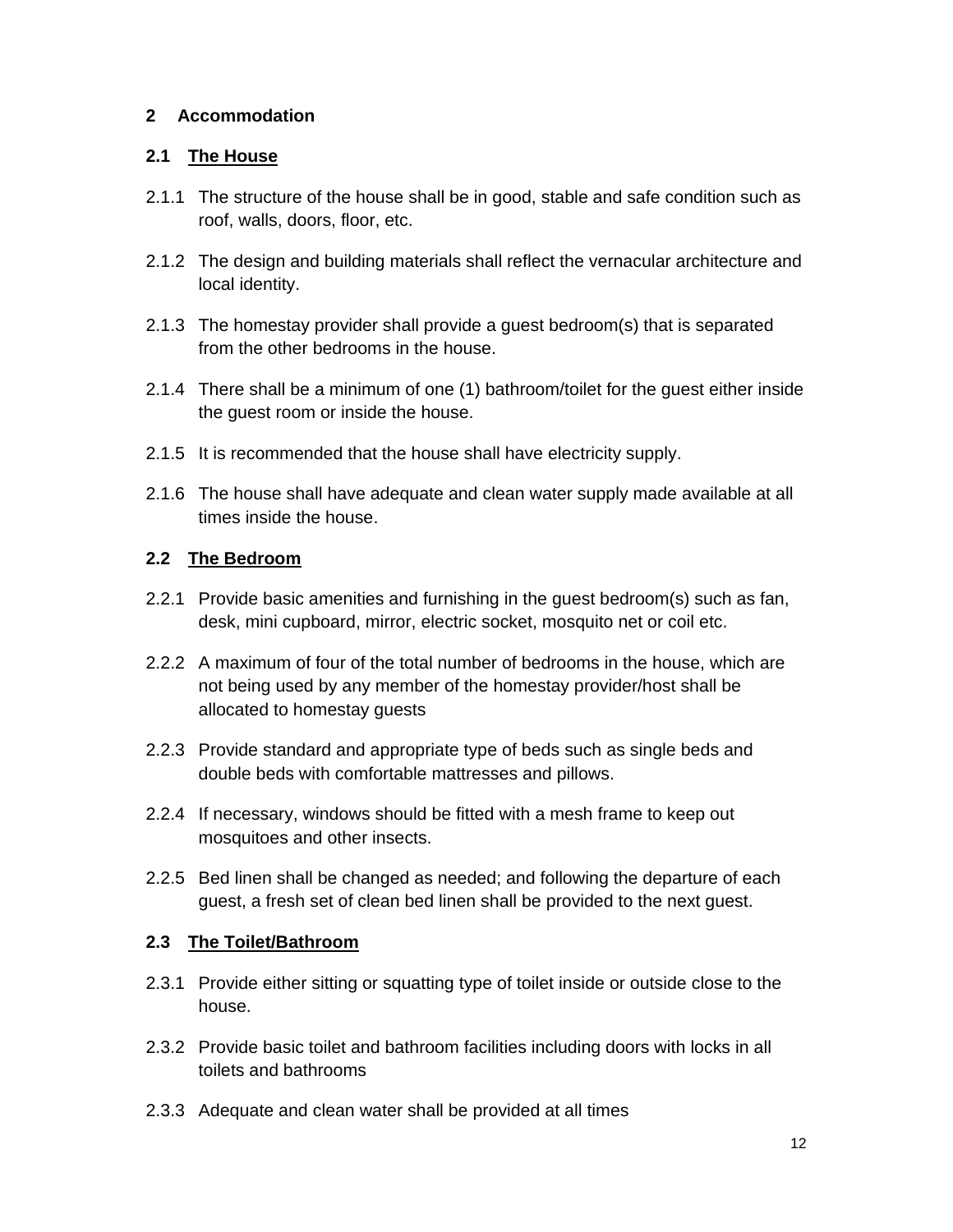## 2 Accommodation

### 2.1 The House

2.1.1 The structure of the house shall be in good, stable and safe condition such as roof, walls, doors, floor, etc.

2.1.2 The design and building materials shall reflect the vernacular architecture and local identity.

2.1.3 The homestay provider shall provide a guest bedroom(s) that is separated from the other bedrooms in the house.

2.1.4 There shall be a minimum of one (1) bathroom/toilet for the guest either inside the guest room or inside the house.

2.1.5 It is recommended that the house shall have electricity supply.

2.1.6 The house shall have adequate and clean water supply made available at all times inside the house.

### 2.2 The Bedroom

2.2.1 Provide basic amenities and furnishing in the guest bedroom(s) such as fan, desk, mini cupboard, mirror, electric socket, mosquito net or coil etc.

2.2.2 A maximum of four of the total number of bedrooms in the house, which are not being used by any member of the homestay provider/host shall be allocated to homestay guests

2.2.3 Provide standard and appropriate type of beds such as single beds and double beds with comfortable mattresses and pillows.

2.2.4 If necessary, windows should be fitted with a mesh frame to keep out mosquitoes and other insects.

2.2.5 Bed linen shall be changed as needed; and following the departure of each guest, a fresh set of clean bed linen shall be provided to the next guest.

### 2.3 The Toilet/Bathroom

2.3.1 Provide either sitting or squatting type of toilet inside or outside close to the house.

2.3.2 Provide basic toilet and bathroom facilities including doors with locks in all toilets and bathrooms

2.3.3 Adequate and clean water shall be provided at all times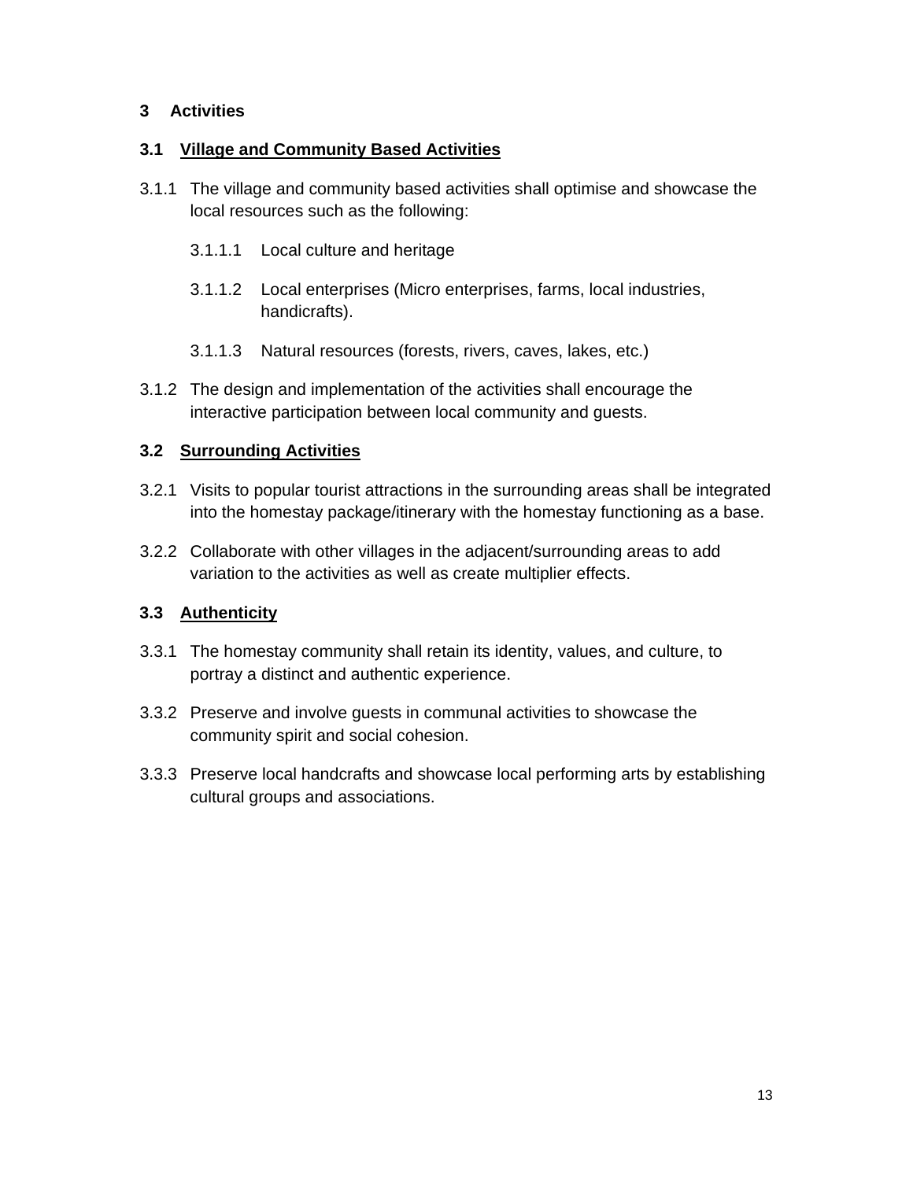# 3 Activities

## 3.1 Village and Community Based Activities

3.1.1 The village and community based activities shall optimise and showcase the local resources such as the following:

  3.1.1.1 Local culture and heritage

  3.1.1.2 Local enterprises (Micro enterprises, farms, local industries, handicrafts).

  3.1.1.3 Natural resources (forests, rivers, caves, lakes, etc.)

3.1.2 The design and implementation of the activities shall encourage the interactive participation between local community and guests.

## 3.2 Surrounding Activities

3.2.1 Visits to popular tourist attractions in the surrounding areas shall be integrated into the homestay package/itinerary with the homestay functioning as a base.

3.2.2 Collaborate with other villages in the adjacent/surrounding areas to add variation to the activities as well as create multiplier effects.

## 3.3 Authenticity

3.3.1 The homestay community shall retain its identity, values, and culture, to portray a distinct and authentic experience.

3.3.2 Preserve and involve guests in communal activities to showcase the community spirit and social cohesion.

3.3.3 Preserve local handcrafts and showcase local performing arts by establishing cultural groups and associations.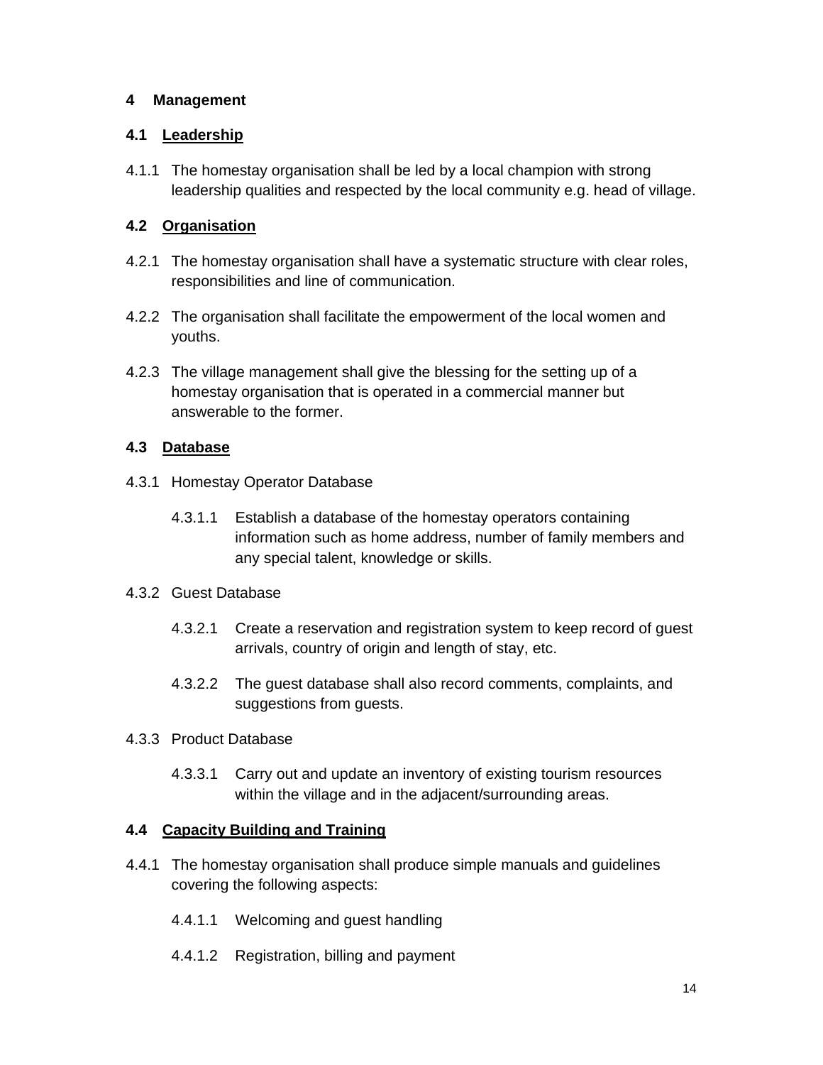## 4 Management

### 4.1 Leadership

4.1.1 The homestay organisation shall be led by a local champion with strong leadership qualities and respected by the local community e.g. head of village.

### 4.2 Organisation

4.2.1 The homestay organisation shall have a systematic structure with clear roles, responsibilities and line of communication.

4.2.2 The organisation shall facilitate the empowerment of the local women and youths.

4.2.3 The village management shall give the blessing for the setting up of a homestay organisation that is operated in a commercial manner but answerable to the former.

### 4.3 Database

4.3.1 Homestay Operator Database

- 4.3.1.1 Establish a database of the homestay operators containing information such as home address, number of family members and any special talent, knowledge or skills.

4.3.2 Guest Database

- 4.3.2.1 Create a reservation and registration system to keep record of guest arrivals, country of origin and length of stay, etc.
- 4.3.2.2 The guest database shall also record comments, complaints, and suggestions from guests.

4.3.3 Product Database

- 4.3.3.1 Carry out and update an inventory of existing tourism resources within the village and in the adjacent/surrounding areas.

### 4.4 Capacity Building and Training

4.4.1 The homestay organisation shall produce simple manuals and guidelines covering the following aspects:

- 4.4.1.1 Welcoming and guest handling
- 4.4.1.2 Registration, billing and payment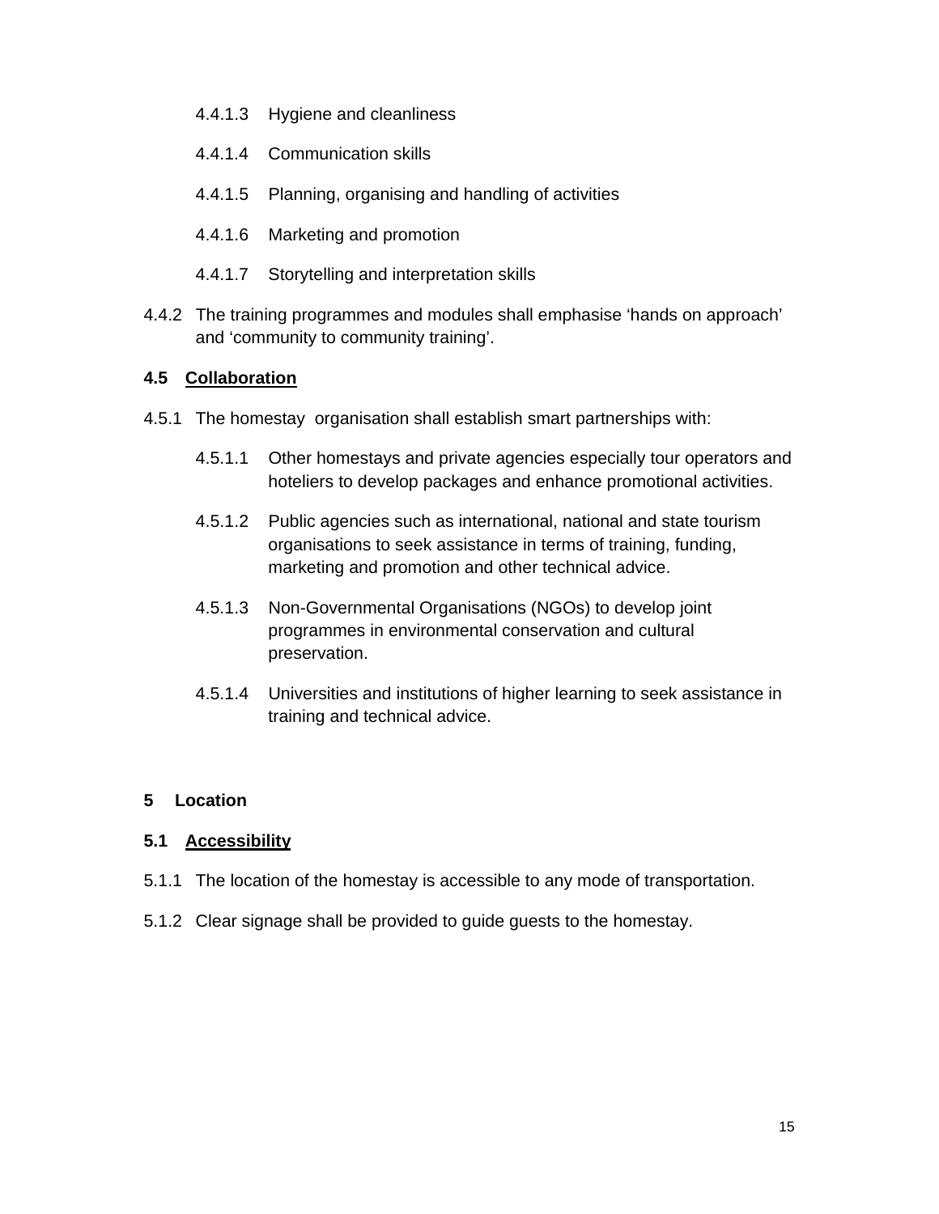4.4.1.3 Hygiene and cleanliness

4.4.1.4 Communication skills

4.4.1.5 Planning, organising and handling of activities

4.4.1.6 Marketing and promotion

4.4.1.7 Storytelling and interpretation skills

4.4.2 The training programmes and modules shall emphasise 'hands on approach' and 'community to community training'.

### 4.5 Collaboration

4.5.1 The homestay organisation shall establish smart partnerships with:

4.5.1.1 Other homestays and private agencies especially tour operators and hoteliers to develop packages and enhance promotional activities.

4.5.1.2 Public agencies such as international, national and state tourism organisations to seek assistance in terms of training, funding, marketing and promotion and other technical advice.

4.5.1.3 Non-Governmental Organisations (NGOs) to develop joint programmes in environmental conservation and cultural preservation.

4.5.1.4 Universities and institutions of higher learning to seek assistance in training and technical advice.

## 5 Location

### 5.1 Accessibility

5.1.1 The location of the homestay is accessible to any mode of transportation.

5.1.2 Clear signage shall be provided to guide guests to the homestay.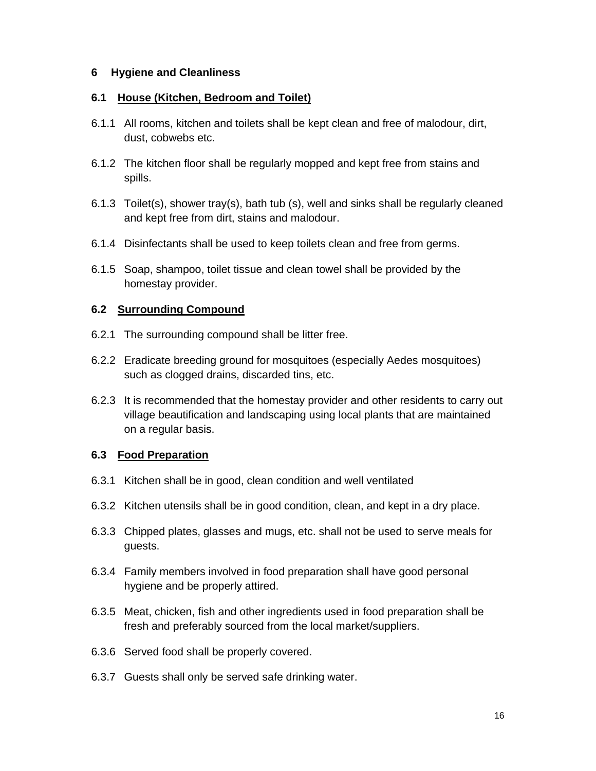## 6 Hygiene and Cleanliness

### 6.1 House (Kitchen, Bedroom and Toilet)

6.1.1 All rooms, kitchen and toilets shall be kept clean and free of malodour, dirt, dust, cobwebs etc.

6.1.2 The kitchen floor shall be regularly mopped and kept free from stains and spills.

6.1.3 Toilet(s), shower tray(s), bath tub (s), well and sinks shall be regularly cleaned and kept free from dirt, stains and malodour.

6.1.4 Disinfectants shall be used to keep toilets clean and free from germs.

6.1.5 Soap, shampoo, toilet tissue and clean towel shall be provided by the homestay provider.

### 6.2 Surrounding Compound

6.2.1 The surrounding compound shall be litter free.

6.2.2 Eradicate breeding ground for mosquitoes (especially Aedes mosquitoes) such as clogged drains, discarded tins, etc.

6.2.3 It is recommended that the homestay provider and other residents to carry out village beautification and landscaping using local plants that are maintained on a regular basis.

### 6.3 Food Preparation

6.3.1 Kitchen shall be in good, clean condition and well ventilated

6.3.2 Kitchen utensils shall be in good condition, clean, and kept in a dry place.

6.3.3 Chipped plates, glasses and mugs, etc. shall not be used to serve meals for guests.

6.3.4 Family members involved in food preparation shall have good personal hygiene and be properly attired.

6.3.5 Meat, chicken, fish and other ingredients used in food preparation shall be fresh and preferably sourced from the local market/suppliers.

6.3.6 Served food shall be properly covered.

6.3.7 Guests shall only be served safe drinking water.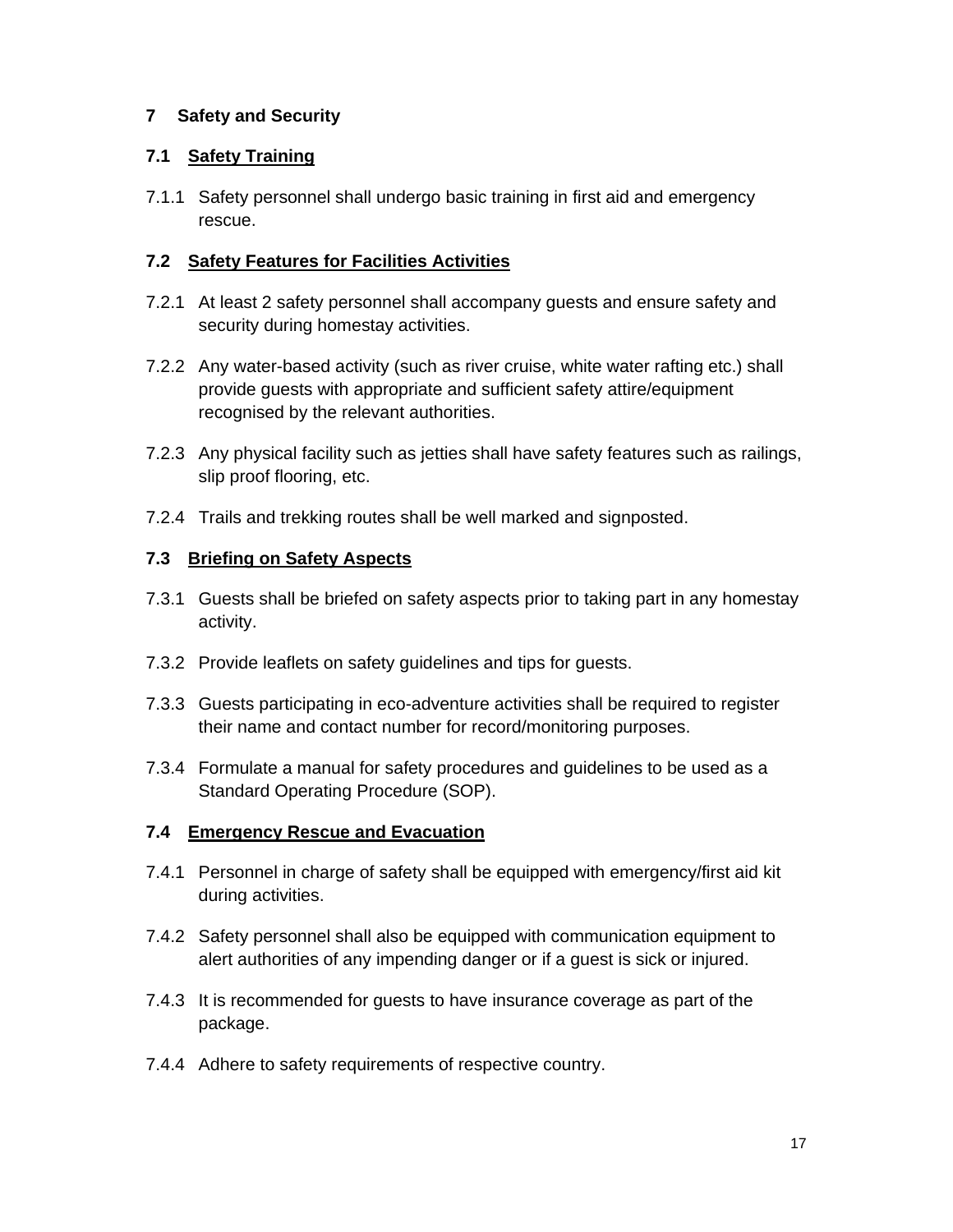# 7 Safety and Security

## 7.1 Safety Training

7.1.1 Safety personnel shall undergo basic training in first aid and emergency rescue.

## 7.2 Safety Features for Facilities Activities

7.2.1 At least 2 safety personnel shall accompany guests and ensure safety and security during homestay activities.

7.2.2 Any water-based activity (such as river cruise, white water rafting etc.) shall provide guests with appropriate and sufficient safety attire/equipment recognised by the relevant authorities.

7.2.3 Any physical facility such as jetties shall have safety features such as railings, slip proof flooring, etc.

7.2.4 Trails and trekking routes shall be well marked and signposted.

## 7.3 Briefing on Safety Aspects

7.3.1 Guests shall be briefed on safety aspects prior to taking part in any homestay activity.

7.3.2 Provide leaflets on safety guidelines and tips for guests.

7.3.3 Guests participating in eco-adventure activities shall be required to register their name and contact number for record/monitoring purposes.

7.3.4 Formulate a manual for safety procedures and guidelines to be used as a Standard Operating Procedure (SOP).

## 7.4 Emergency Rescue and Evacuation

7.4.1 Personnel in charge of safety shall be equipped with emergency/first aid kit during activities.

7.4.2 Safety personnel shall also be equipped with communication equipment to alert authorities of any impending danger or if a guest is sick or injured.

7.4.3 It is recommended for guests to have insurance coverage as part of the package.

7.4.4 Adhere to safety requirements of respective country.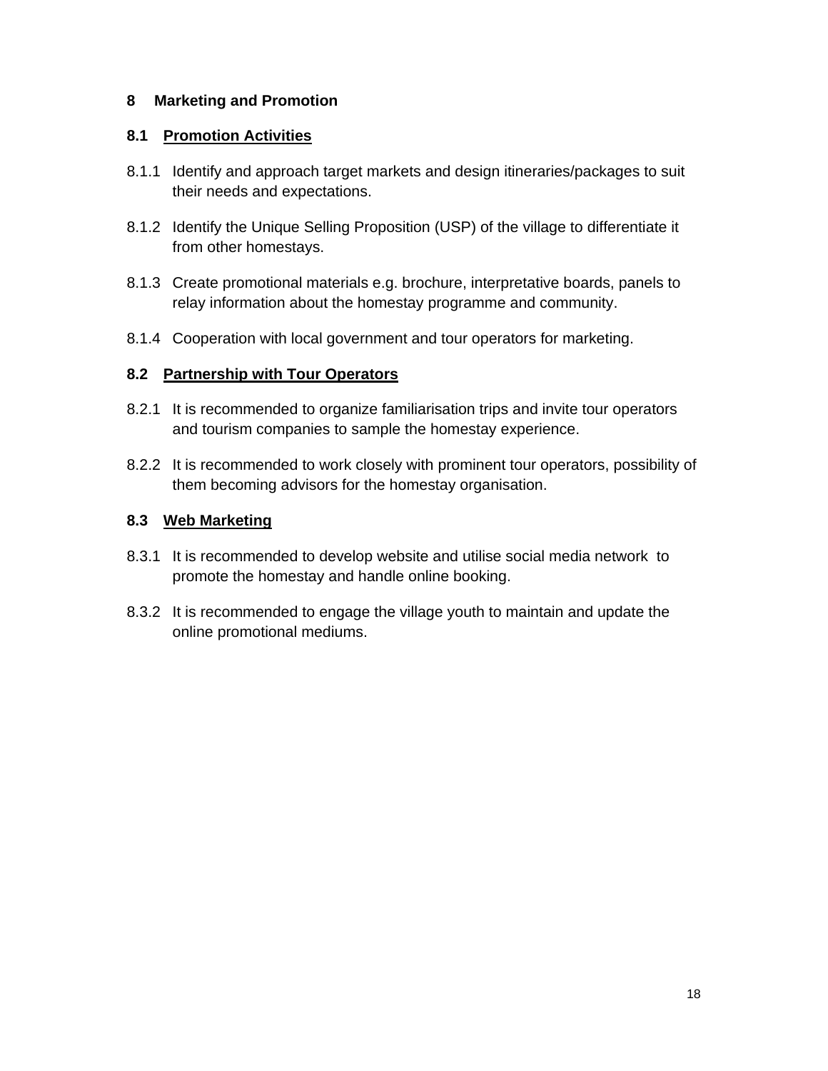## 8 Marketing and Promotion

### 8.1 <u>Promotion Activities</u>

8.1.1 Identify and approach target markets and design itineraries/packages to suit their needs and expectations.

8.1.2 Identify the Unique Selling Proposition (USP) of the village to differentiate it from other homestays.

8.1.3 Create promotional materials e.g. brochure, interpretative boards, panels to relay information about the homestay programme and community.

8.1.4 Cooperation with local government and tour operators for marketing.

### 8.2 <u>Partnership with Tour Operators</u>

8.2.1 It is recommended to organize familiarisation trips and invite tour operators and tourism companies to sample the homestay experience.

8.2.2 It is recommended to work closely with prominent tour operators, possibility of them becoming advisors for the homestay organisation.

### 8.3 <u>Web Marketing</u>

8.3.1 It is recommended to develop website and utilise social media network to promote the homestay and handle online booking.

8.3.2 It is recommended to engage the village youth to maintain and update the online promotional mediums.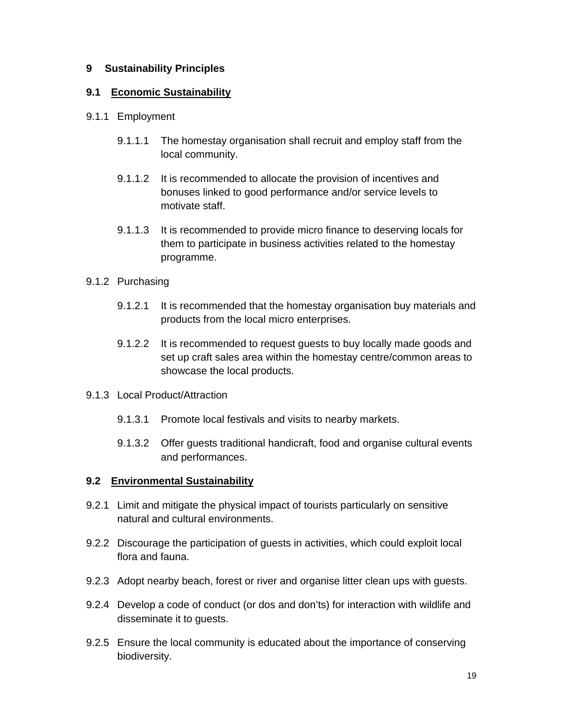# 9 Sustainability Principles

## 9.1 <u>Economic Sustainability</u>

9.1.1 Employment

- 9.1.1.1 The homestay organisation shall recruit and employ staff from the local community.

- 9.1.1.2 It is recommended to allocate the provision of incentives and bonuses linked to good performance and/or service levels to motivate staff.

- 9.1.1.3 It is recommended to provide micro finance to deserving locals for them to participate in business activities related to the homestay programme.

9.1.2 Purchasing

- 9.1.2.1 It is recommended that the homestay organisation buy materials and products from the local micro enterprises.

- 9.1.2.2 It is recommended to request guests to buy locally made goods and set up craft sales area within the homestay centre/common areas to showcase the local products.

9.1.3 Local Product/Attraction

- 9.1.3.1 Promote local festivals and visits to nearby markets.

- 9.1.3.2 Offer guests traditional handicraft, food and organise cultural events and performances.

## 9.2 <u>Environmental Sustainability</u>

9.2.1 Limit and mitigate the physical impact of tourists particularly on sensitive natural and cultural environments.

9.2.2 Discourage the participation of guests in activities, which could exploit local flora and fauna.

9.2.3 Adopt nearby beach, forest or river and organise litter clean ups with guests.

9.2.4 Develop a code of conduct (or dos and don’ts) for interaction with wildlife and disseminate it to guests.

9.2.5 Ensure the local community is educated about the importance of conserving biodiversity.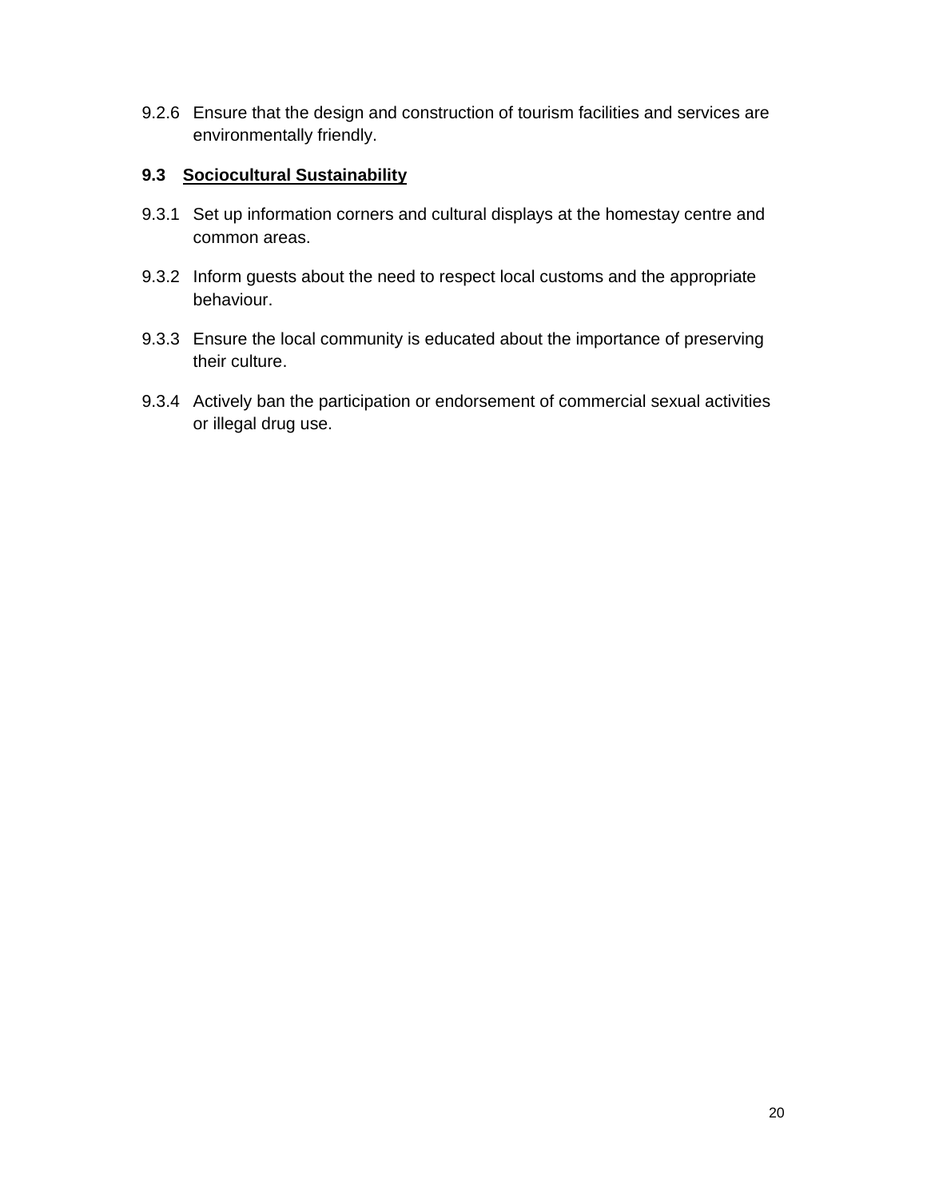9.2.6 Ensure that the design and construction of tourism facilities and services are environmentally friendly.

### 9.3 Sociocultural Sustainability

9.3.1 Set up information corners and cultural displays at the homestay centre and common areas.

9.3.2 Inform guests about the need to respect local customs and the appropriate behaviour.

9.3.3 Ensure the local community is educated about the importance of preserving their culture.

9.3.4 Actively ban the participation or endorsement of commercial sexual activities or illegal drug use.